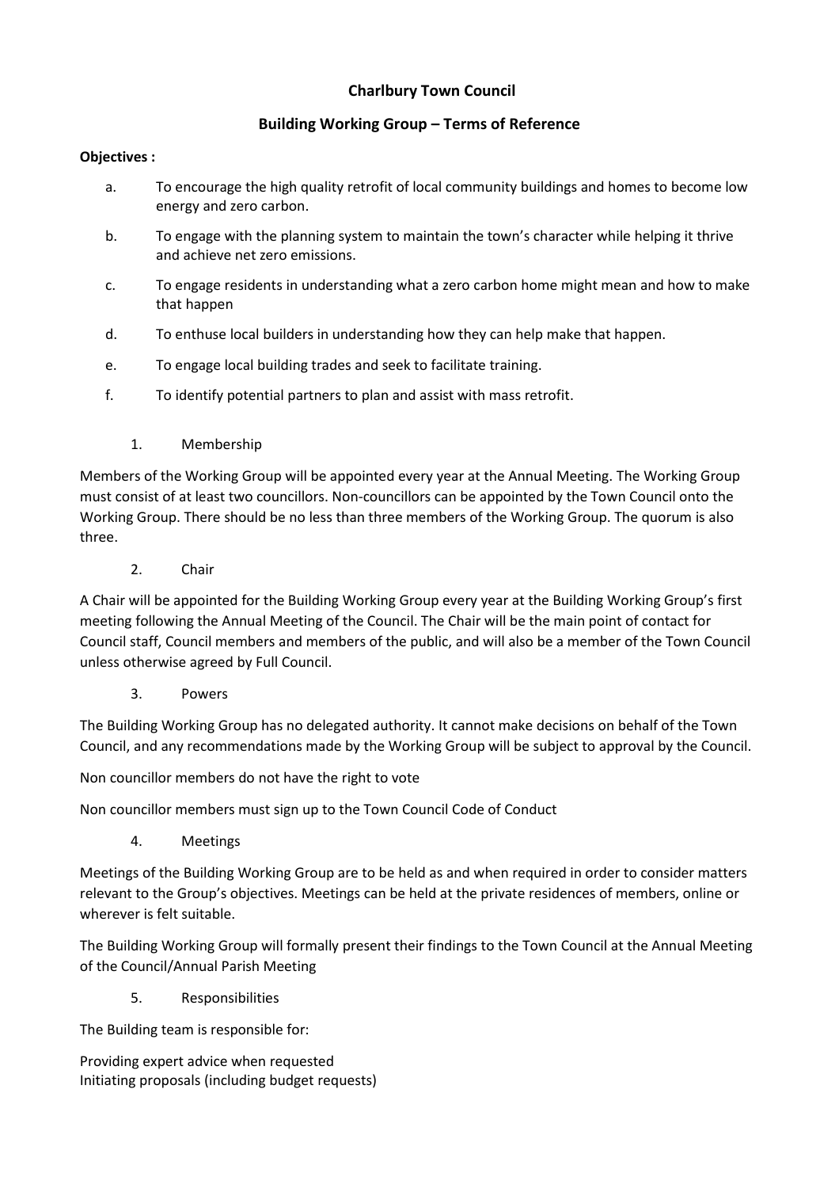# Charlbury Town Council

## Building Working Group – Terms of Reference

**Objectives :**

a. To encourage the high quality retrofit of local community buildings and homes to become low energy and zero carbon.

b. To engage with the planning system to maintain the town's character while helping it thrive and achieve net zero emissions.

c. To engage residents in understanding what a zero carbon home might mean and how to make that happen

d. To enthuse local builders in understanding how they can help make that happen.

e. To engage local building trades and seek to facilitate training.

f. To identify potential partners to plan and assist with mass retrofit.

1. Membership

Members of the Working Group will be appointed every year at the Annual Meeting. The Working Group must consist of at least two councillors. Non-councillors can be appointed by the Town Council onto the Working Group. There should be no less than three members of the Working Group. The quorum is also three.

2. Chair

A Chair will be appointed for the Building Working Group every year at the Building Working Group's first meeting following the Annual Meeting of the Council. The Chair will be the main point of contact for Council staff, Council members and members of the public, and will also be a member of the Town Council unless otherwise agreed by Full Council.

3. Powers

The Building Working Group has no delegated authority. It cannot make decisions on behalf of the Town Council, and any recommendations made by the Working Group will be subject to approval by the Council.

Non councillor members do not have the right to vote

Non councillor members must sign up to the Town Council Code of Conduct

4. Meetings

Meetings of the Building Working Group are to be held as and when required in order to consider matters relevant to the Group's objectives. Meetings can be held at the private residences of members, online or wherever is felt suitable.

The Building Working Group will formally present their findings to the Town Council at the Annual Meeting of the Council/Annual Parish Meeting

5. Responsibilities

The Building team is responsible for:

Providing expert advice when requested
Initiating proposals (including budget requests)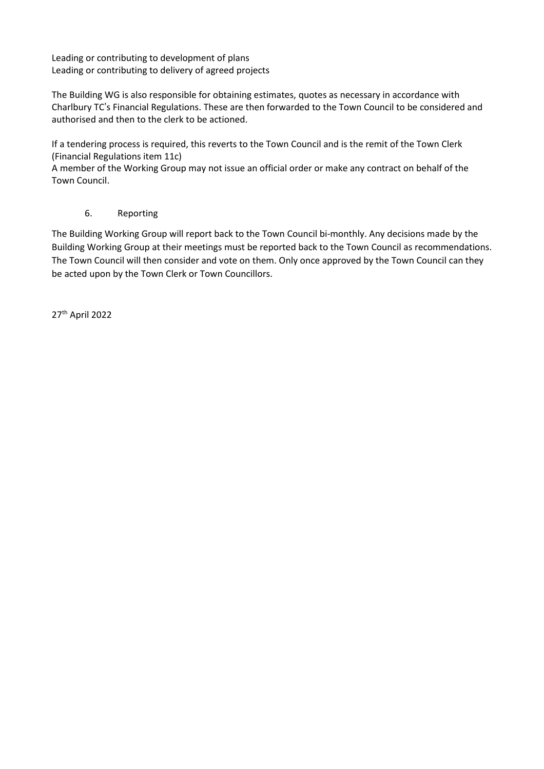Leading or contributing to development of plans
Leading or contributing to delivery of agreed projects

The Building WG is also responsible for obtaining estimates, quotes as necessary in accordance with Charlbury TC's Financial Regulations. These are then forwarded to the Town Council to be considered and authorised and then to the clerk to be actioned.

If a tendering process is required, this reverts to the Town Council and is the remit of the Town Clerk (Financial Regulations item 11c)
A member of the Working Group may not issue an official order or make any contract on behalf of the Town Council.

## 6. Reporting

The Building Working Group will report back to the Town Council bi-monthly. Any decisions made by the Building Working Group at their meetings must be reported back to the Town Council as recommendations. The Town Council will then consider and vote on them. Only once approved by the Town Council can they be acted upon by the Town Clerk or Town Councillors.

27th April 2022